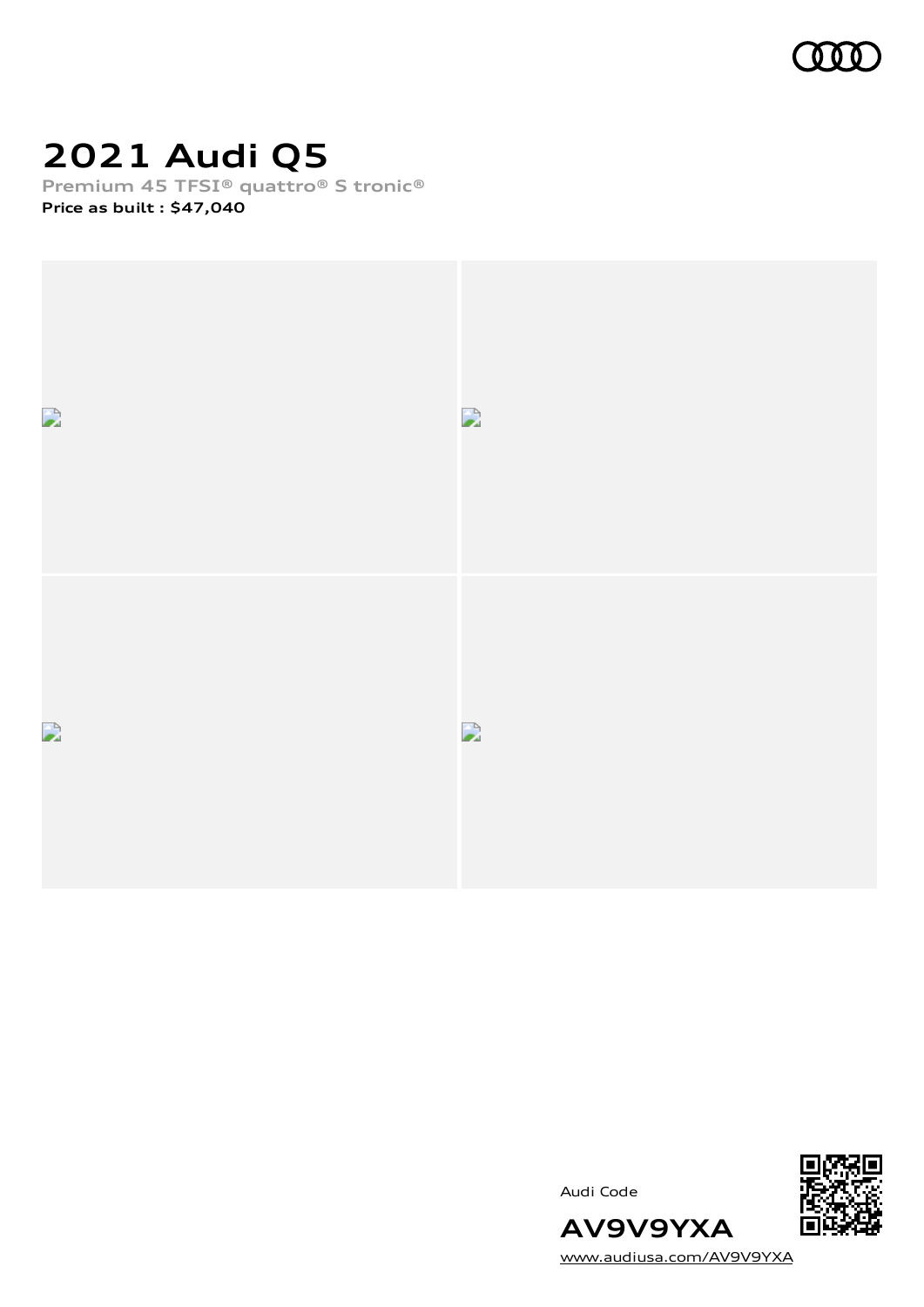# 2021 Audi Q5

Premium 45 TFSI® quattro® S tronic®

**Price as built : $47,040**

Audi Code

**AV9V9YXA**

www.audiusa.com/AV9V9YXA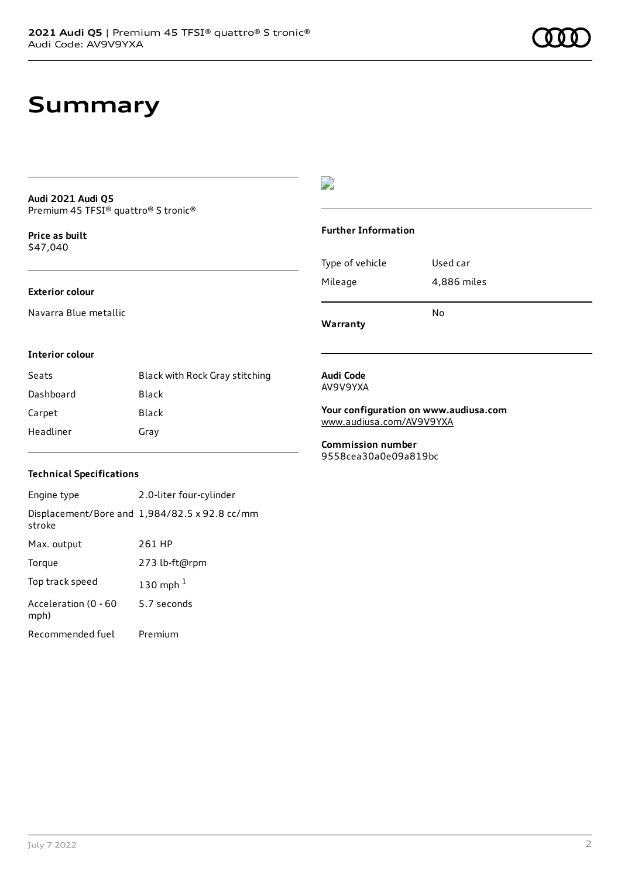# Summary

**Audi 2021 Audi Q5**
Premium 45 TFSI® quattro® S tronic®

**Price as built**
$47,040

### Exterior colour

Navarra Blue metallic

### Interior colour

| | |
|---|---|
| Seats | Black with Rock Gray stitching |
| Dashboard | Black |
| Carpet | Black |
| Headliner | Gray |

### Technical Specifications

| | |
|---|---|
| Engine type | 2.0-liter four-cylinder |
| Displacement/Bore and stroke | 1,984/82.5 x 92.8 cc/mm |
| Max. output | 261 HP |
| Torque | 273 lb-ft@rpm |
| Top track speed | 130 mph [1] |
| Acceleration (0 - 60 mph) | 5.7 seconds |
| Recommended fuel | Premium |

### Further Information

| | |
|---|---|
| Type of vehicle | Used car |
| Mileage | 4,886 miles |
| **Warranty** | No |

**Audi Code**
AV9V9YXA

**Your configuration on www.audiusa.com**
www.audiusa.com/AV9V9YXA

**Commission number**
9558cea30a0e09a819bc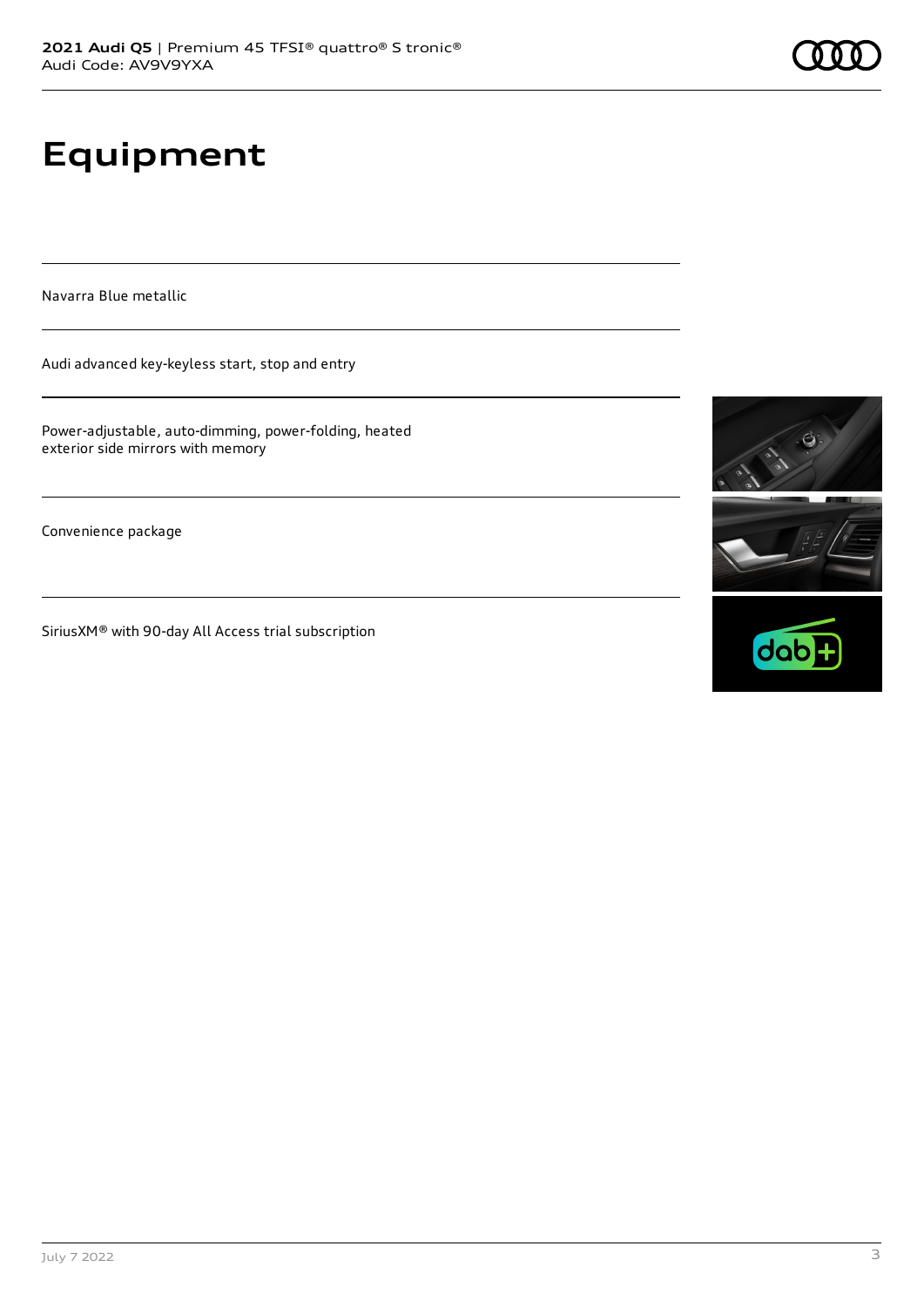# Equipment

Navarra Blue metallic

Audi advanced key-keyless start, stop and entry

Power-adjustable, auto-dimming, power-folding, heated exterior side mirrors with memory

Convenience package

SiriusXM® with 90-day All Access trial subscription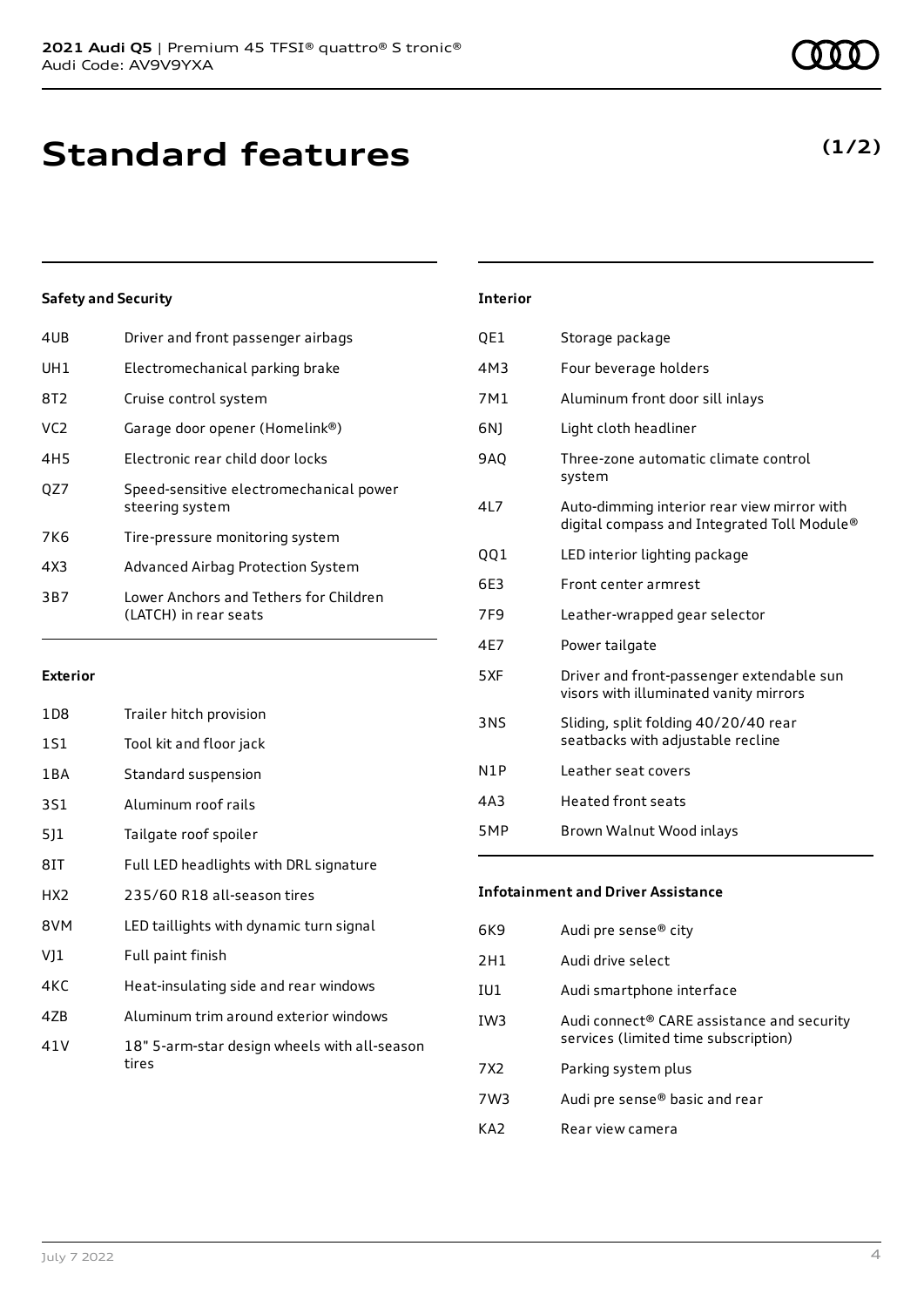2021 Audi Q5 | Premium 45 TFSI® quattro® S tronic®
Audi Code: AV9V9YXA

# Standard features

**(1/2)**

### Safety and Security

| | |
|---|---|
| 4UB | Driver and front passenger airbags |
| UH1 | Electromechanical parking brake |
| 8T2 | Cruise control system |
| VC2 | Garage door opener (Homelink®) |
| 4H5 | Electronic rear child door locks |
| QZ7 | Speed-sensitive electromechanical power steering system |
| 7K6 | Tire-pressure monitoring system |
| 4X3 | Advanced Airbag Protection System |
| 3B7 | Lower Anchors and Tethers for Children (LATCH) in rear seats |

### Exterior

| | |
|---|---|
| 1D8 | Trailer hitch provision |
| 1S1 | Tool kit and floor jack |
| 1BA | Standard suspension |
| 3S1 | Aluminum roof rails |
| 5J1 | Tailgate roof spoiler |
| 8IT | Full LED headlights with DRL signature |
| HX2 | 235/60 R18 all-season tires |
| 8VM | LED taillights with dynamic turn signal |
| VJ1 | Full paint finish |
| 4KC | Heat-insulating side and rear windows |
| 4ZB | Aluminum trim around exterior windows |
| 41V | 18" 5-arm-star design wheels with all-season tires |

### Interior

| | |
|---|---|
| QE1 | Storage package |
| 4M3 | Four beverage holders |
| 7M1 | Aluminum front door sill inlays |
| 6NJ | Light cloth headliner |
| 9AQ | Three-zone automatic climate control system |
| 4L7 | Auto-dimming interior rear view mirror with digital compass and Integrated Toll Module® |
| QQ1 | LED interior lighting package |
| 6E3 | Front center armrest |
| 7F9 | Leather-wrapped gear selector |
| 4E7 | Power tailgate |
| 5XF | Driver and front-passenger extendable sun visors with illuminated vanity mirrors |
| 3NS | Sliding, split folding 40/20/40 rear seatbacks with adjustable recline |
| N1P | Leather seat covers |
| 4A3 | Heated front seats |
| 5MP | Brown Walnut Wood inlays |

### Infotainment and Driver Assistance

| | |
|---|---|
| 6K9 | Audi pre sense® city |
| 2H1 | Audi drive select |
| IU1 | Audi smartphone interface |
| IW3 | Audi connect® CARE assistance and security services (limited time subscription) |
| 7X2 | Parking system plus |
| 7W3 | Audi pre sense® basic and rear |
| KA2 | Rear view camera |

July 7 2022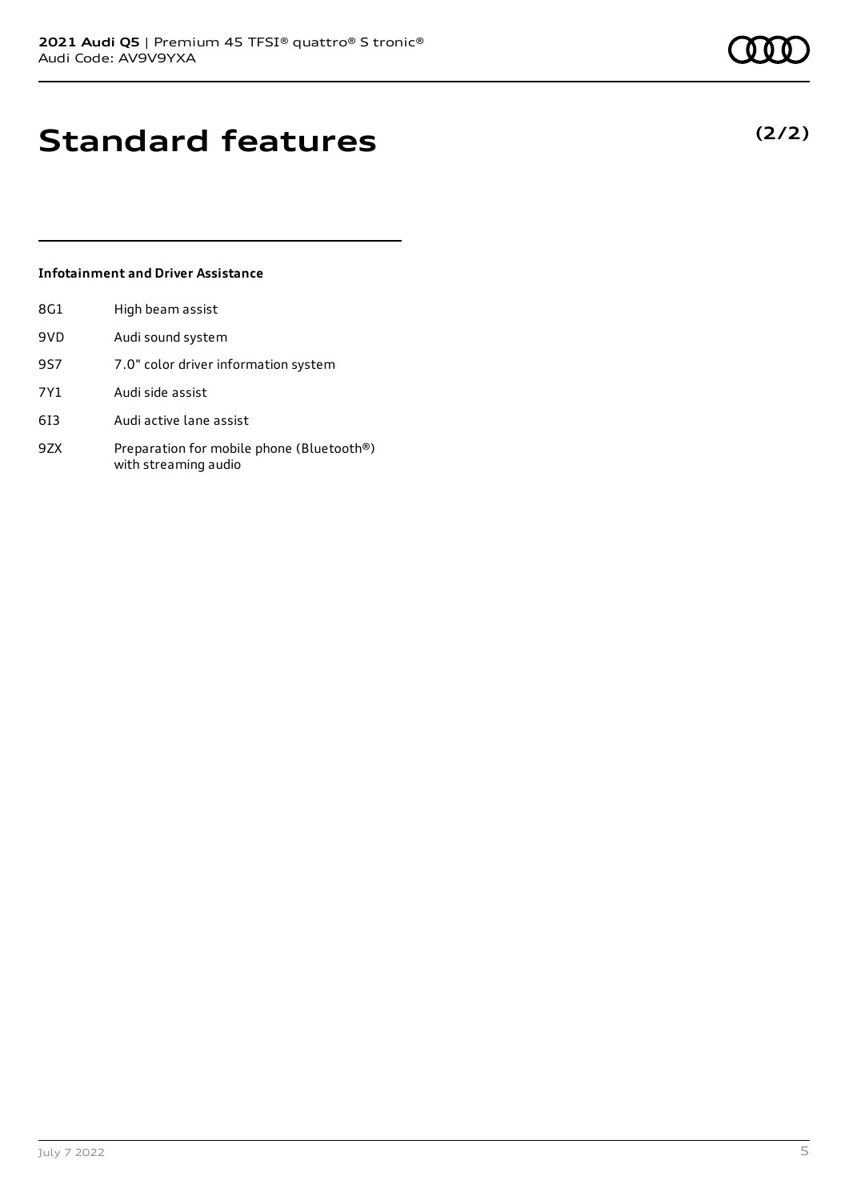# Standard features

**(2/2)**

### Infotainment and Driver Assistance

| | |
|---|---|
| 8G1 | High beam assist |
| 9VD | Audi sound system |
| 9S7 | 7.0" color driver information system |
| 7Y1 | Audi side assist |
| 6I3 | Audi active lane assist |
| 9ZX | Preparation for mobile phone (Bluetooth®) with streaming audio |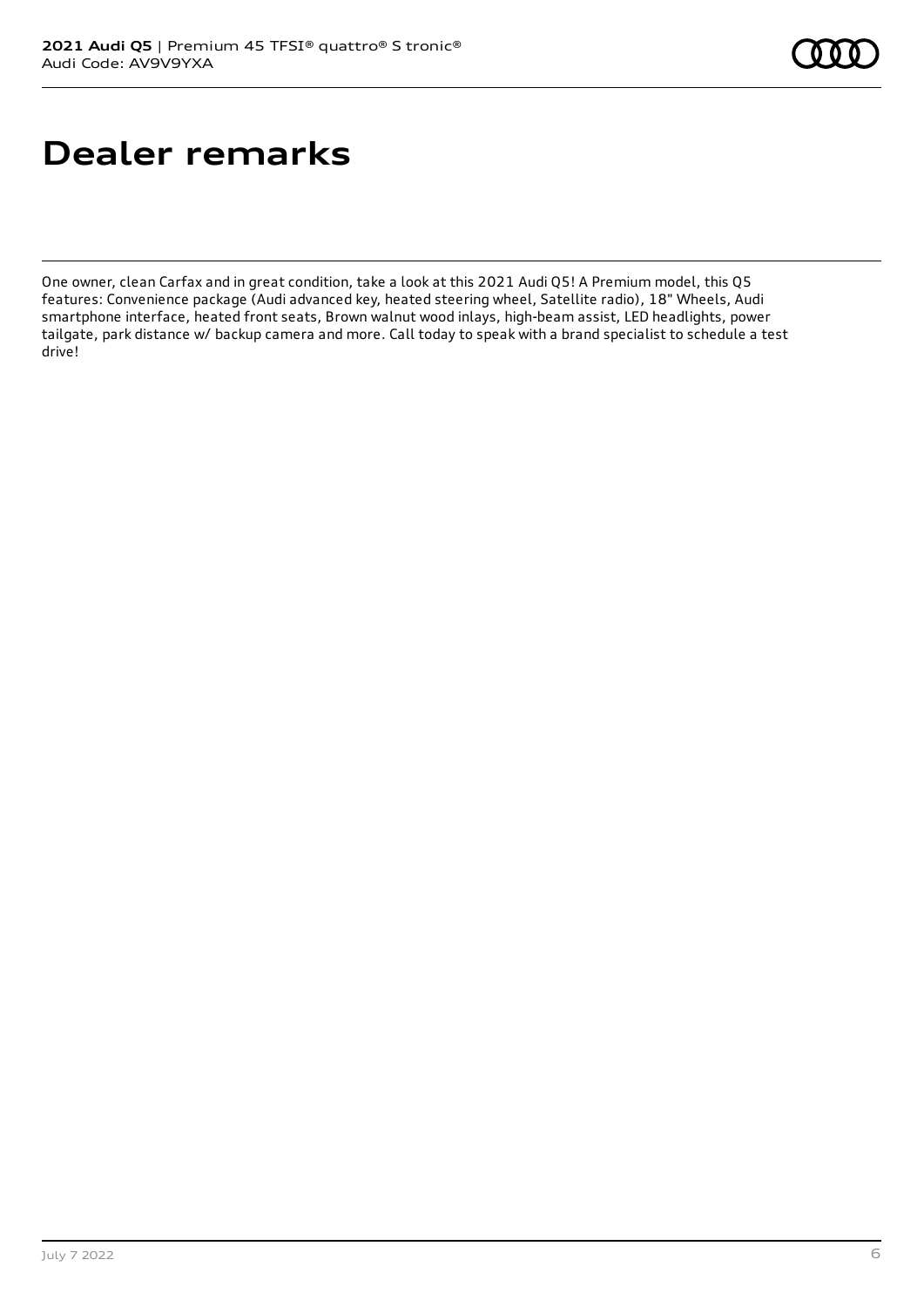# Dealer remarks

One owner, clean Carfax and in great condition, take a look at this 2021 Audi Q5! A Premium model, this Q5 features: Convenience package (Audi advanced key, heated steering wheel, Satellite radio), 18" Wheels, Audi smartphone interface, heated front seats, Brown walnut wood inlays, high-beam assist, LED headlights, power tailgate, park distance w/ backup camera and more. Call today to speak with a brand specialist to schedule a test drive!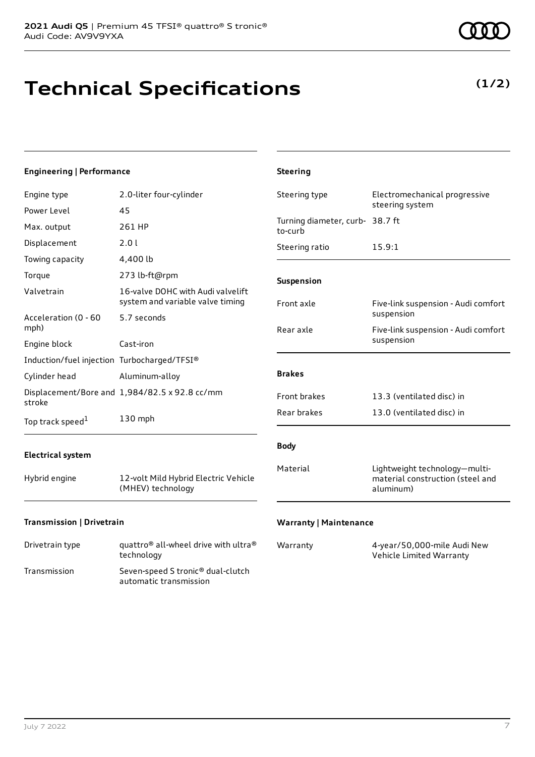# Technical Specifications

**(1/2)**

### Engineering | Performance

| | |
|---|---|
| Engine type | 2.0-liter four-cylinder |
| Power Level | 45 |
| Max. output | 261 HP |
| Displacement | 2.0 l |
| Towing capacity | 4,400 lb |
| Torque | 273 lb-ft@rpm |
| Valvetrain | 16-valve DOHC with Audi valvelift system and variable valve timing |
| Acceleration (0 - 60 mph) | 5.7 seconds |
| Engine block | Cast-iron |
| Induction/fuel injection | Turbocharged/TFSI® |
| Cylinder head | Aluminum-alloy |
| Displacement/Bore and stroke | 1,984/82.5 x 92.8 cc/mm |
| Top track speed[1] | 130 mph |

### Electrical system

| | |
|---|---|
| Hybrid engine | 12-volt Mild Hybrid Electric Vehicle (MHEV) technology |

### Transmission | Drivetrain

| | |
|---|---|
| Drivetrain type | quattro® all-wheel drive with ultra® technology |
| Transmission | Seven-speed S tronic® dual-clutch automatic transmission |

### Steering

| | |
|---|---|
| Steering type | Electromechanical progressive steering system |
| Turning diameter, curb-to-curb | 38.7 ft |
| Steering ratio | 15.9:1 |

### Suspension

| | |
|---|---|
| Front axle | Five-link suspension - Audi comfort suspension |
| Rear axle | Five-link suspension - Audi comfort suspension |

### Brakes

| | |
|---|---|
| Front brakes | 13.3 (ventilated disc) in |
| Rear brakes | 13.0 (ventilated disc) in |

### Body

| | |
|---|---|
| Material | Lightweight technology—multi-material construction (steel and aluminum) |

### Warranty | Maintenance

| | |
|---|---|
| Warranty | 4-year/50,000-mile Audi New Vehicle Limited Warranty |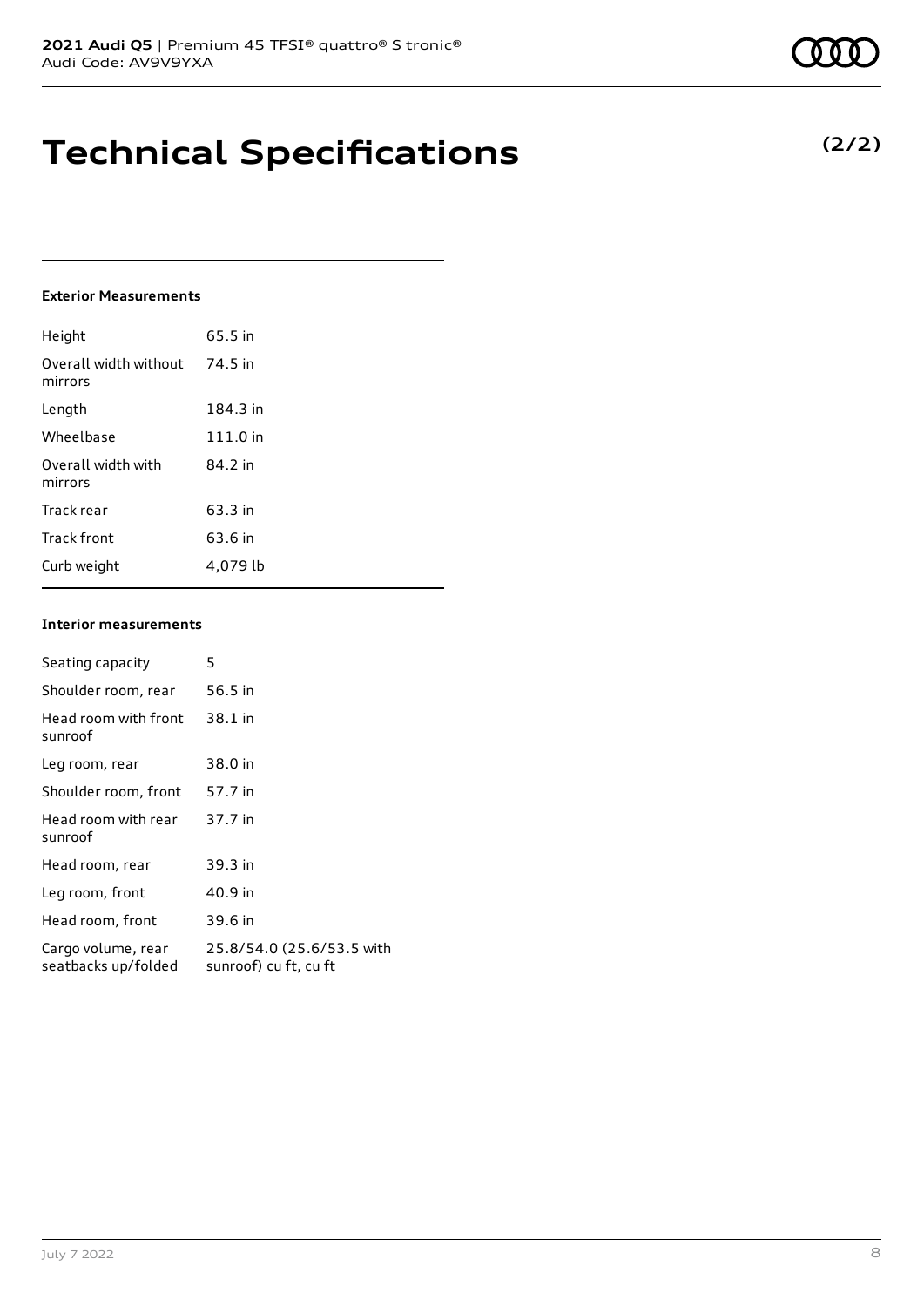# Technical Specifications

**(2/2)**

### Exterior Measurements

| | |
|---|---|
| Height | 65.5 in |
| Overall width without mirrors | 74.5 in |
| Length | 184.3 in |
| Wheelbase | 111.0 in |
| Overall width with mirrors | 84.2 in |
| Track rear | 63.3 in |
| Track front | 63.6 in |
| Curb weight | 4,079 lb |

### Interior measurements

| | |
|---|---|
| Seating capacity | 5 |
| Shoulder room, rear | 56.5 in |
| Head room with front sunroof | 38.1 in |
| Leg room, rear | 38.0 in |
| Shoulder room, front | 57.7 in |
| Head room with rear sunroof | 37.7 in |
| Head room, rear | 39.3 in |
| Leg room, front | 40.9 in |
| Head room, front | 39.6 in |
| Cargo volume, rear seatbacks up/folded | 25.8/54.0 (25.6/53.5 with sunroof) cu ft, cu ft |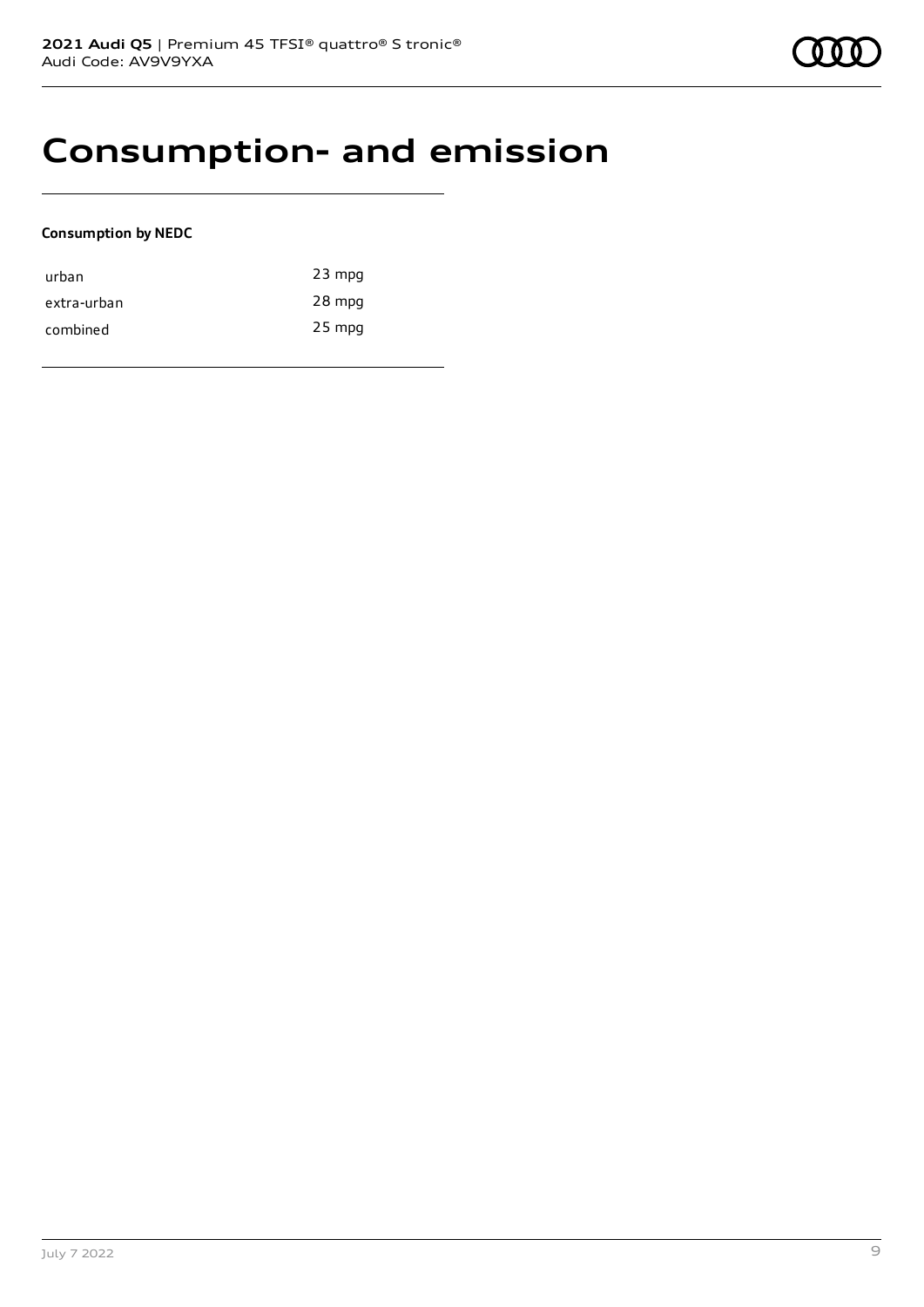# Consumption- and emission

**Consumption by NEDC**

| | |
|---|---|
| urban | 23 mpg |
| extra-urban | 28 mpg |
| combined | 25 mpg |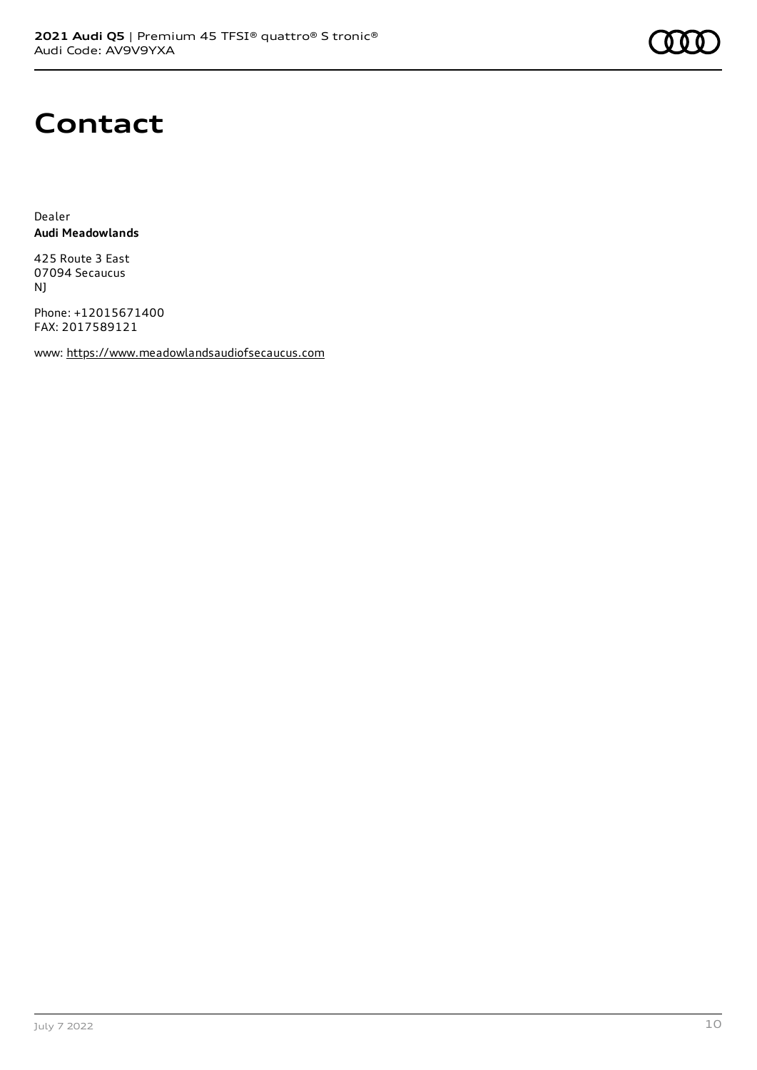# Contact

Dealer
**Audi Meadowlands**

425 Route 3 East
07094 Secaucus
NJ

Phone: +12015671400
FAX: 2017589121

www: https://www.meadowlandsaudiofsecaucus.com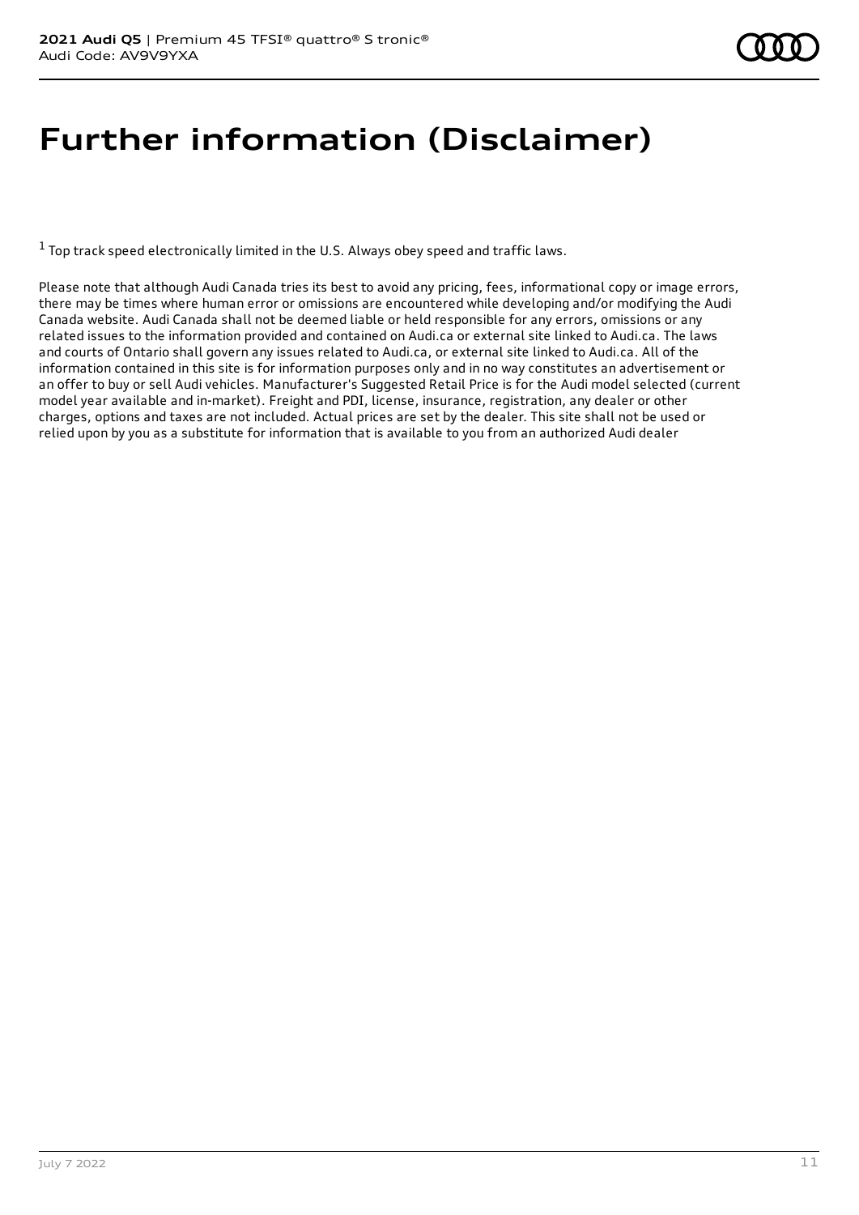# Further information (Disclaimer)

[1] Top track speed electronically limited in the U.S. Always obey speed and traffic laws.

Please note that although Audi Canada tries its best to avoid any pricing, fees, informational copy or image errors, there may be times where human error or omissions are encountered while developing and/or modifying the Audi Canada website. Audi Canada shall not be deemed liable or held responsible for any errors, omissions or any related issues to the information provided and contained on Audi.ca or external site linked to Audi.ca. The laws and courts of Ontario shall govern any issues related to Audi.ca, or external site linked to Audi.ca. All of the information contained in this site is for information purposes only and in no way constitutes an advertisement or an offer to buy or sell Audi vehicles. Manufacturer's Suggested Retail Price is for the Audi model selected (current model year available and in-market). Freight and PDI, license, insurance, registration, any dealer or other charges, options and taxes are not included. Actual prices are set by the dealer. This site shall not be used or relied upon by you as a substitute for information that is available to you from an authorized Audi dealer